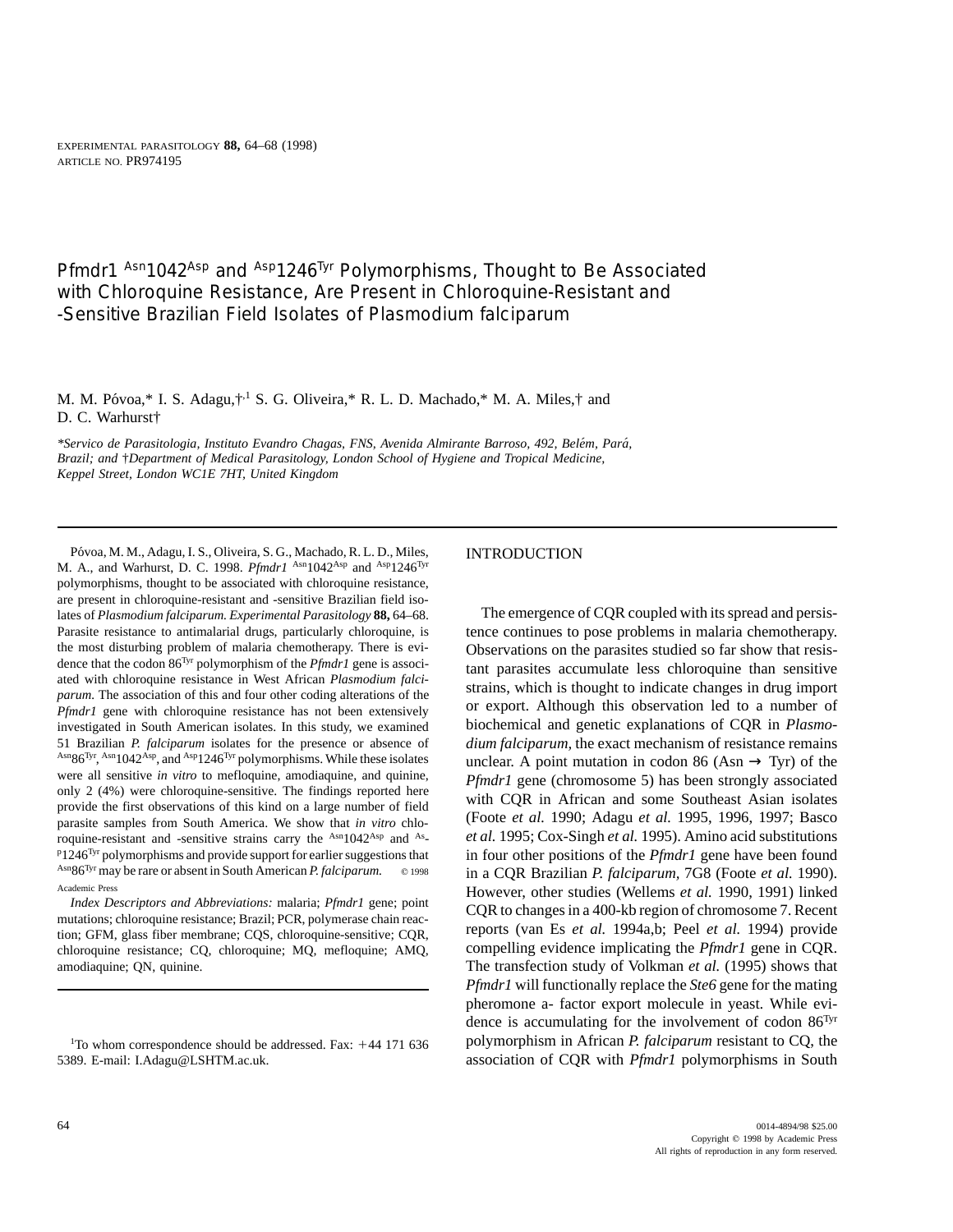# Pfmdr1 $^{Asn}1042^{Asp}$ and $^{Asp}1246^{Tyr}$ Polymorphisms, Thought to Be Associated with Chloroquine Resistance, Are Present in Chloroquine-Resistant and -Sensitive Brazilian Field Isolates of Plasmodium falciparum

M. M. Póvoa,* I. S. Adagu,†,[1] S. G. Oliveira,* R. L. D. Machado,* M. A. Miles,† and D. C. Warhurst†

*\*Servico de Parasitologia, Instituto Evandro Chagas, FNS, Avenida Almirante Barroso, 492, Belém, Pará, Brazil; and †Department of Medical Parasitology, London School of Hygiene and Tropical Medicine, Keppel Street, London WC1E 7HT, United Kingdom*

Póvoa, M. M., Adagu, I. S., Oliveira, S. G., Machado, R. L. D., Miles, M. A., and Warhurst, D. C. 1998. *Pfmdr1* $^{Asn}1042^{Asp}$ and $^{Asp}1246^{Tyr}$ polymorphisms, thought to be associated with chloroquine resistance, are present in chloroquine-resistant and -sensitive Brazilian field isolates of *Plasmodium falciparum. Experimental Parasitology* **88,** 64–68. Parasite resistance to antimalarial drugs, particularly chloroquine, is the most disturbing problem of malaria chemotherapy. There is evidence that the codon $86^{Tyr}$ polymorphism of the *Pfmdr1* gene is associated with chloroquine resistance in West African *Plasmodium falciparum.* The association of this and four other coding alterations of the *Pfmdr1* gene with chloroquine resistance has not been extensively investigated in South American isolates. In this study, we examined 51 Brazilian *P. falciparum* isolates for the presence or absence of $^{Asn}86^{Tyr}$, $^{Asn}1042^{Asp}$, and $^{Asp}1246^{Tyr}$ polymorphisms. While these isolates were all sensitive *in vitro* to mefloquine, amodiaquine, and quinine, only 2 (4%) were chloroquine-sensitive. The findings reported here provide the first observations of this kind on a large number of field parasite samples from South America. We show that *in vitro* chloroquine-resistant and -sensitive strains carry the $^{Asn}1042^{Asp}$ and $^{Asp}1246^{Tyr}$ polymorphisms and provide support for earlier suggestions that $^{Asn}86^{Tyr}$ may be rare or absent in South American *P. falciparum.* © 1998 Academic Press

*Index Descriptors and Abbreviations:* malaria; *Pfmdr1* gene; point mutations; chloroquine resistance; Brazil; PCR, polymerase chain reaction; GFM, glass fiber membrane; CQS, chloroquine-sensitive; CQR, chloroquine resistance; CQ, chloroquine; MQ, mefloquine; AMQ, amodiaquine; QN, quinine.

[1]To whom correspondence should be addressed. Fax: +44 171 636 5389. E-mail: I.Adagu@LSHTM.ac.uk.

## INTRODUCTION

The emergence of CQR coupled with its spread and persistence continues to pose problems in malaria chemotherapy. Observations on the parasites studied so far show that resistant parasites accumulate less chloroquine than sensitive strains, which is thought to indicate changes in drug import or export. Although this observation led to a number of biochemical and genetic explanations of CQR in *Plasmodium falciparum,* the exact mechanism of resistance remains unclear. A point mutation in codon 86 (Asn → Tyr) of the *Pfmdr1* gene (chromosome 5) has been strongly associated with CQR in African and some Southeast Asian isolates (Foote *et al.* 1990; Adagu *et al.* 1995, 1996, 1997; Basco *et al.* 1995; Cox-Singh *et al.* 1995). Amino acid substitutions in four other positions of the *Pfmdr1* gene have been found in a CQR Brazilian *P. falciparum,* 7G8 (Foote *et al.* 1990). However, other studies (Wellems *et al.* 1990, 1991) linked CQR to changes in a 400-kb region of chromosome 7. Recent reports (van Es *et al.* 1994a,b; Peel *et al.* 1994) provide compelling evidence implicating the *Pfmdr1* gene in CQR. The transfection study of Volkman *et al.* (1995) shows that *Pfmdr1* will functionally replace the *Ste6* gene for the mating pheromone a- factor export molecule in yeast. While evidence is accumulating for the involvement of codon $86^{Tyr}$ polymorphism in African *P. falciparum* resistant to CQ, the association of CQR with *Pfmdr1* polymorphisms in South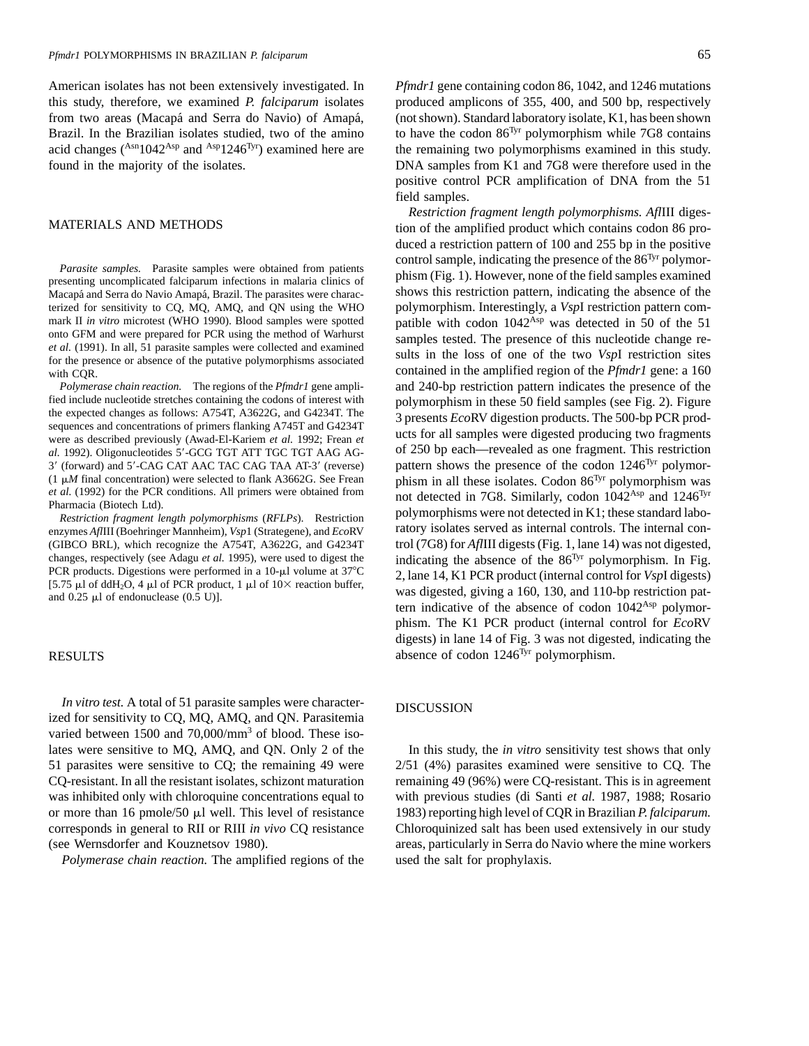American isolates has not been extensively investigated. In this study, therefore, we examined *P. falciparum* isolates from two areas (Macapá and Serra do Navio) of Amapá, Brazil. In the Brazilian isolates studied, two of the amino acid changes ($^{Asn}1042^{Asp}$ and $^{Asp}1246^{Tyr}$) examined here are found in the majority of the isolates.

## MATERIALS AND METHODS

*Parasite samples.* Parasite samples were obtained from patients presenting uncomplicated falciparum infections in malaria clinics of Macapá and Serra do Navio Amapá, Brazil. The parasites were characterized for sensitivity to CQ, MQ, AMQ, and QN using the WHO mark II *in vitro* microtest (WHO 1990). Blood samples were spotted onto GFM and were prepared for PCR using the method of Warhurst *et al.* (1991). In all, 51 parasite samples were collected and examined for the presence or absence of the putative polymorphisms associated with CQR.

*Polymerase chain reaction.* The regions of the *Pfmdr1* gene amplified include nucleotide stretches containing the codons of interest with the expected changes as follows: A754T, A3622G, and G4234T. The sequences and concentrations of primers flanking A745T and G4234T were as described previously (Awad-El-Kariem *et al.* 1992; Frean *et al.* 1992). Oligonucleotides 5′-GCG TGT ATT TGC TGT AAG AG-3′ (forward) and 5′-CAG CAT AAC TAC CAG TAA AT-3′ (reverse) (1 μ*M* final concentration) were selected to flank A3662G. See Frean *et al.* (1992) for the PCR conditions. All primers were obtained from Pharmacia (Biotech Ltd).

*Restriction fragment length polymorphisms* (*RFLPs*). Restriction enzymes *Afl*III (Boehringer Mannheim), *Vsp*1 (Strategene), and *Eco*RV (GIBCO BRL), which recognize the A754T, A3622G, and G4234T changes, respectively (see Adagu *et al.* 1995), were used to digest the PCR products. Digestions were performed in a 10-μl volume at 37°C [5.75 μl of dd$H_2O$, 4 μl of PCR product, 1 μl of 10× reaction buffer, and 0.25 μl of endonuclease (0.5 U)].

## RESULTS

*In vitro test.* A total of 51 parasite samples were characterized for sensitivity to CQ, MQ, AMQ, and QN. Parasitemia varied between 1500 and 70,000/mm$^3$ of blood. These isolates were sensitive to MQ, AMQ, and QN. Only 2 of the 51 parasites were sensitive to CQ; the remaining 49 were CQ-resistant. In all the resistant isolates, schizont maturation was inhibited only with chloroquine concentrations equal to or more than 16 pmole/50 μl well. This level of resistance corresponds in general to RII or RIII *in vivo* CQ resistance (see Wernsdorfer and Kouznetsov 1980).

*Polymerase chain reaction.* The amplified regions of the *Pfmdr1* gene containing codon 86, 1042, and 1246 mutations produced amplicons of 355, 400, and 500 bp, respectively (not shown). Standard laboratory isolate, K1, has been shown to have the codon $86^{Tyr}$ polymorphism while 7G8 contains the remaining two polymorphisms examined in this study. DNA samples from K1 and 7G8 were therefore used in the positive control PCR amplification of DNA from the 51 field samples.

*Restriction fragment length polymorphisms. Afl*III digestion of the amplified product which contains codon 86 produced a restriction pattern of 100 and 255 bp in the positive control sample, indicating the presence of the $86^{Tyr}$ polymorphism (Fig. 1). However, none of the field samples examined shows this restriction pattern, indicating the absence of the polymorphism. Interestingly, a *Vsp*I restriction pattern compatible with codon $1042^{Asp}$ was detected in 50 of the 51 samples tested. The presence of this nucleotide change results in the loss of one of the two *Vsp*I restriction sites contained in the amplified region of the *Pfmdr1* gene: a 160 and 240-bp restriction pattern indicates the presence of the polymorphism in these 50 field samples (see Fig. 2). Figure 3 presents *Eco*RV digestion products. The 500-bp PCR products for all samples were digested producing two fragments of 250 bp each—revealed as one fragment. This restriction pattern shows the presence of the codon $1246^{Tyr}$ polymorphism in all these isolates. Codon $86^{Tyr}$ polymorphism was not detected in 7G8. Similarly, codon $1042^{Asp}$ and $1246^{Tyr}$ polymorphisms were not detected in K1; these standard laboratory isolates served as internal controls. The internal control (7G8) for *Afl*III digests (Fig. 1, lane 14) was not digested, indicating the absence of the $86^{Tyr}$ polymorphism. In Fig. 2, lane 14, K1 PCR product (internal control for *Vsp*I digests) was digested, giving a 160, 130, and 110-bp restriction pattern indicative of the absence of codon $1042^{Asp}$ polymorphism. The K1 PCR product (internal control for *Eco*RV digests) in lane 14 of Fig. 3 was not digested, indicating the absence of codon $1246^{Tyr}$ polymorphism.

## DISCUSSION

In this study, the *in vitro* sensitivity test shows that only 2/51 (4%) parasites examined were sensitive to CQ. The remaining 49 (96%) were CQ-resistant. This is in agreement with previous studies (di Santi *et al.* 1987, 1988; Rosario 1983) reporting high level of CQR in Brazilian *P. falciparum.* Chloroquinized salt has been used extensively in our study areas, particularly in Serra do Navio where the mine workers used the salt for prophylaxis.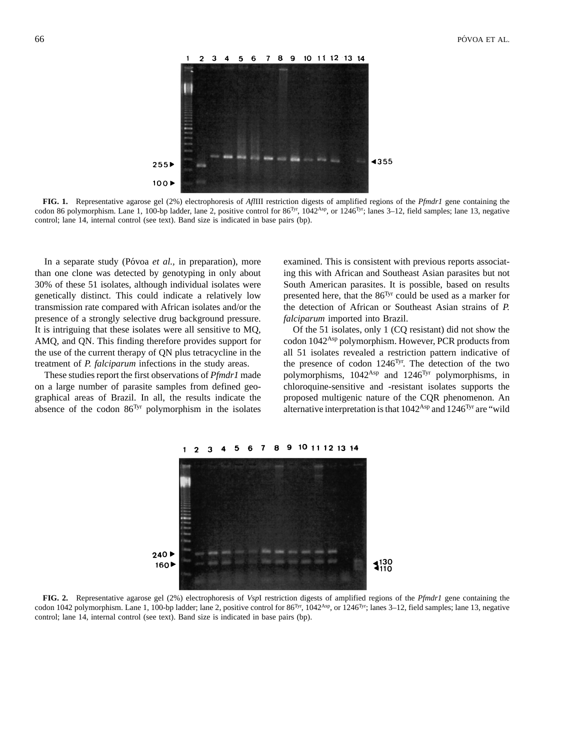**FIG. 1.** Representative agarose gel (2%) electrophoresis of *Afl*III restriction digests of amplified regions of the *Pfmdr1* gene containing the codon 86 polymorphism. Lane 1, 100-bp ladder, lane 2, positive control for $86^{Tyr}$, $1042^{Asp}$, or $1246^{Tyr}$; lanes 3–12, field samples; lane 13, negative control; lane 14, internal control (see text). Band size is indicated in base pairs (bp).

In a separate study (Póvoa *et al.*, in preparation), more than one clone was detected by genotyping in only about 30% of these 51 isolates, although individual isolates were genetically distinct. This could indicate a relatively low transmission rate compared with African isolates and/or the presence of a strongly selective drug background pressure. It is intriguing that these isolates were all sensitive to MQ, AMQ, and QN. This finding therefore provides support for the use of the current therapy of QN plus tetracycline in the treatment of *P. falciparum* infections in the study areas.

These studies report the first observations of *Pfmdr1* made on a large number of parasite samples from defined geographical areas of Brazil. In all, the results indicate the absence of the codon $86^{Tyr}$ polymorphism in the isolates examined. This is consistent with previous reports associating this with African and Southeast Asian parasites but not South American parasites. It is possible, based on results presented here, that the $86^{Tyr}$ could be used as a marker for the detection of African or Southeast Asian strains of *P. falciparum* imported into Brazil.

Of the 51 isolates, only 1 (CQ resistant) did not show the codon $1042^{Asp}$ polymorphism. However, PCR products from all 51 isolates revealed a restriction pattern indicative of the presence of codon $1246^{Tyr}$. The detection of the two polymorphisms, $1042^{Asp}$ and $1246^{Tyr}$ polymorphisms, in chloroquine-sensitive and -resistant isolates supports the proposed multigenic nature of the CQR phenomenon. An alternative interpretation is that $1042^{Asp}$ and $1246^{Tyr}$ are “wild

**FIG. 2.** Representative agarose gel (2%) electrophoresis of *Vsp*I restriction digests of amplified regions of the *Pfmdr1* gene containing the codon 1042 polymorphism. Lane 1, 100-bp ladder; lane 2, positive control for $86^{Tyr}$, $1042^{Asp}$, or $1246^{Tyr}$; lanes 3–12, field samples; lane 13, negative control; lane 14, internal control (see text). Band size is indicated in base pairs (bp).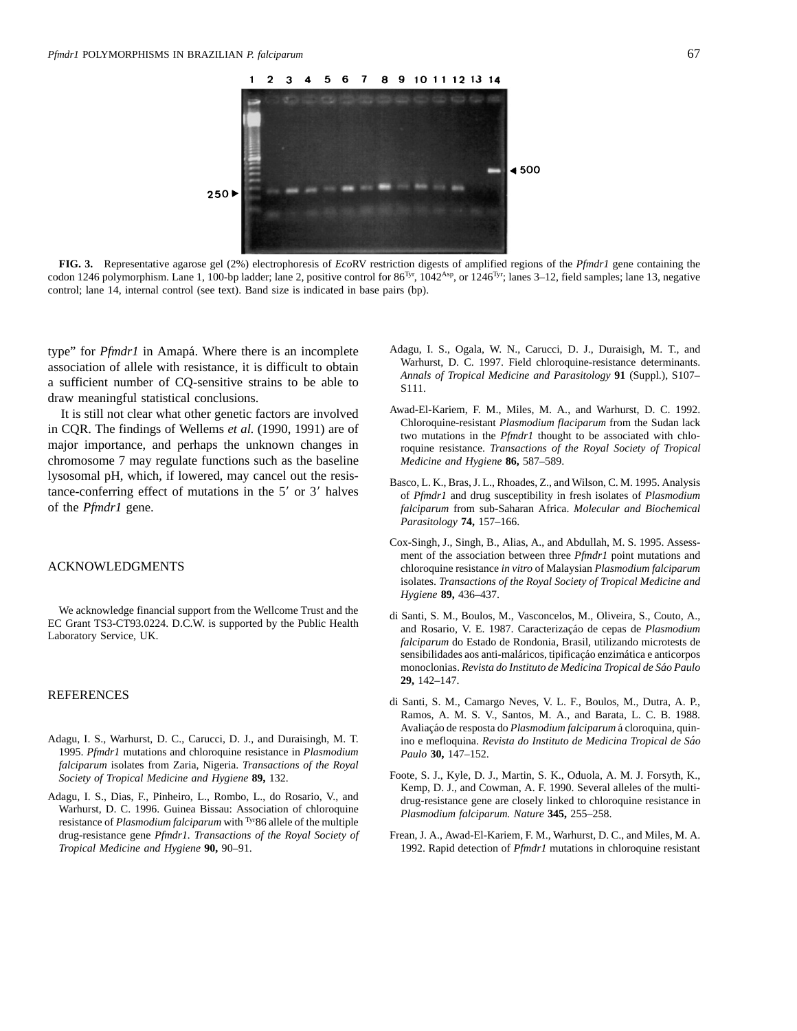**FIG. 3.** Representative agarose gel (2%) electrophoresis of *Eco*RV restriction digests of amplified regions of the *Pfmdr1* gene containing the codon 1246 polymorphism. Lane 1, 100-bp ladder; lane 2, positive control for $86^{Tyr}$, $1042^{Asp}$, or $1246^{Tyr}$; lanes 3–12, field samples; lane 13, negative control; lane 14, internal control (see text). Band size is indicated in base pairs (bp).

type" for *Pfmdr1* in Amapá. Where there is an incomplete association of allele with resistance, it is difficult to obtain a sufficient number of CQ-sensitive strains to be able to draw meaningful statistical conclusions.

It is still not clear what other genetic factors are involved in CQR. The findings of Wellems *et al.* (1990, 1991) are of major importance, and perhaps the unknown changes in chromosome 7 may regulate functions such as the baseline lysosomal pH, which, if lowered, may cancel out the resistance-conferring effect of mutations in the 5′ or 3′ halves of the *Pfmdr1* gene.

## ACKNOWLEDGMENTS

We acknowledge financial support from the Wellcome Trust and the EC Grant TS3-CT93.0224. D.C.W. is supported by the Public Health Laboratory Service, UK.

## REFERENCES

Adagu, I. S., Warhurst, D. C., Carucci, D. J., and Duraisingh, M. T. 1995. *Pfmdr1* mutations and chloroquine resistance in *Plasmodium falciparum* isolates from Zaria, Nigeria. *Transactions of the Royal Society of Tropical Medicine and Hygiene* **89,** 132.

Adagu, I. S., Dias, F., Pinheiro, L., Rombo, L., do Rosario, V., and Warhurst, D. C. 1996. Guinea Bissau: Association of chloroquine resistance of *Plasmodium falciparum* with $^{Tyr}$86 allele of the multiple drug-resistance gene *Pfmdr1*. *Transactions of the Royal Society of Tropical Medicine and Hygiene* **90,** 90–91.

Adagu, I. S., Ogala, W. N., Carucci, D. J., Duraisigh, M. T., and Warhurst, D. C. 1997. Field chloroquine-resistance determinants. *Annals of Tropical Medicine and Parasitology* **91** (Suppl.), S107–S111.

Awad-El-Kariem, F. M., Miles, M. A., and Warhurst, D. C. 1992. Chloroquine-resistant *Plasmodium flaciparum* from the Sudan lack two mutations in the *Pfmdr1* thought to be associated with chloroquine resistance. *Transactions of the Royal Society of Tropical Medicine and Hygiene* **86,** 587–589.

Basco, L. K., Bras, J. L., Rhoades, Z., and Wilson, C. M. 1995. Analysis of *Pfmdr1* and drug susceptibility in fresh isolates of *Plasmodium falciparum* from sub-Saharan Africa. *Molecular and Biochemical Parasitology* **74,** 157–166.

Cox-Singh, J., Singh, B., Alias, A., and Abdullah, M. S. 1995. Assessment of the association between three *Pfmdr1* point mutations and chloroquine resistance *in vitro* of Malaysian *Plasmodium falciparum* isolates. *Transactions of the Royal Society of Tropical Medicine and Hygiene* **89,** 436–437.

di Santi, S. M., Boulos, M., Vasconcelos, M., Oliveira, S., Couto, A., and Rosario, V. E. 1987. Caracterizaçáo de cepas de *Plasmodium falciparum* do Estado de Rondonia, Brasil, utilizando microtests de sensibilidades aos anti-maláricos, tipificaçáo enzimática e anticorpos monoclonias. *Revista do Instituto de Medicina Tropical de Sáo Paulo* **29,** 142–147.

di Santi, S. M., Camargo Neves, V. L. F., Boulos, M., Dutra, A. P., Ramos, A. M. S. V., Santos, M. A., and Barata, L. C. B. 1988. Avaliaçáo de resposta do *Plasmodium falciparum* á cloroquina, quinino e mefloquina. *Revista do Instituto de Medicina Tropical de Sáo Paulo* **30,** 147–152.

Foote, S. J., Kyle, D. J., Martin, S. K., Oduola, A. M. J. Forsyth, K., Kemp, D. J., and Cowman, A. F. 1990. Several alleles of the multidrug-resistance gene are closely linked to chloroquine resistance in *Plasmodium falciparum. Nature* **345,** 255–258.

Frean, J. A., Awad-El-Kariem, F. M., Warhurst, D. C., and Miles, M. A. 1992. Rapid detection of *Pfmdr1* mutations in chloroquine resistant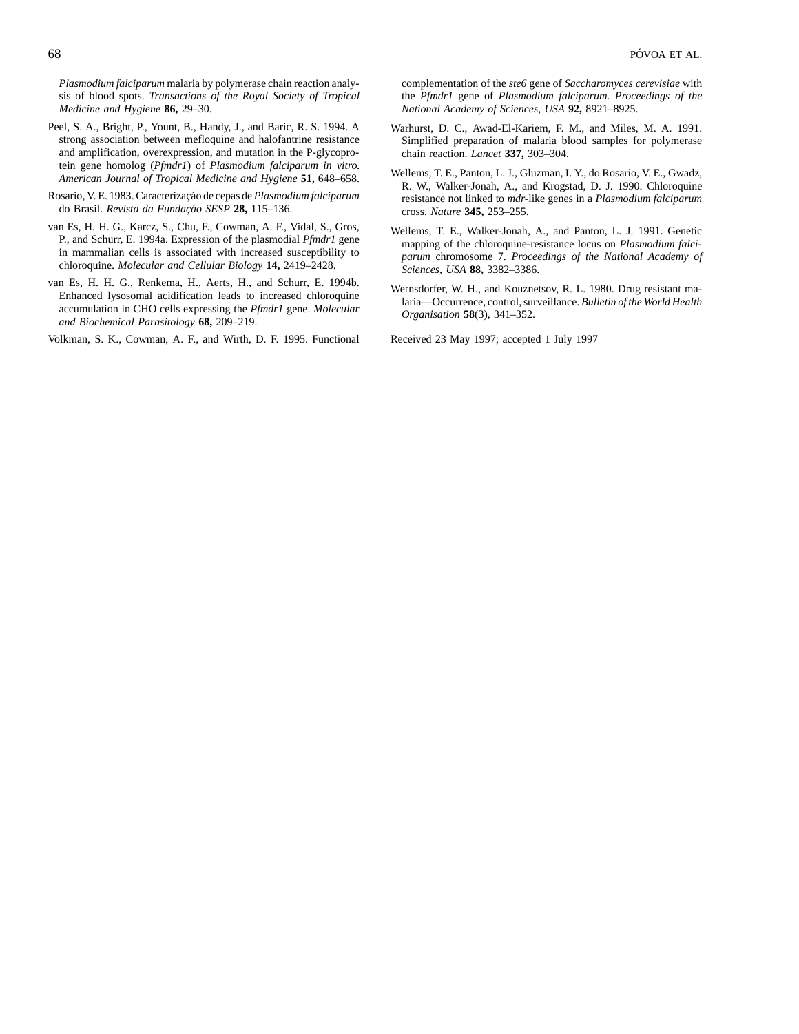*Plasmodium falciparum* malaria by polymerase chain reaction analysis of blood spots. *Transactions of the Royal Society of Tropical Medicine and Hygiene* **86,** 29–30.

Peel, S. A., Bright, P., Yount, B., Handy, J., and Baric, R. S. 1994. A strong association between mefloquine and halofantrine resistance and amplification, overexpression, and mutation in the P-glycoprotein gene homolog (*Pfmdr1*) of *Plasmodium falciparum in vitro. American Journal of Tropical Medicine and Hygiene* **51,** 648–658.

Rosario, V. E. 1983. Caracterizaçáo de cepas de *Plasmodium falciparum* do Brasil. *Revista da Fundaçáo SESP* **28,** 115–136.

van Es, H. H. G., Karcz, S., Chu, F., Cowman, A. F., Vidal, S., Gros, P., and Schurr, E. 1994a. Expression of the plasmodial *Pfmdr1* gene in mammalian cells is associated with increased susceptibility to chloroquine. *Molecular and Cellular Biology* **14,** 2419–2428.

van Es, H. H. G., Renkema, H., Aerts, H., and Schurr, E. 1994b. Enhanced lysosomal acidification leads to increased chloroquine accumulation in CHO cells expressing the *Pfmdr1* gene. *Molecular and Biochemical Parasitology* **68,** 209–219.

Volkman, S. K., Cowman, A. F., and Wirth, D. F. 1995. Functional complementation of the *ste6* gene of *Saccharomyces cerevisiae* with the *Pfmdr1* gene of *Plasmodium falciparum. Proceedings of the National Academy of Sciences, USA* **92,** 8921–8925.

Warhurst, D. C., Awad-El-Kariem, F. M., and Miles, M. A. 1991. Simplified preparation of malaria blood samples for polymerase chain reaction. *Lancet* **337,** 303–304.

Wellems, T. E., Panton, L. J., Gluzman, I. Y., do Rosario, V. E., Gwadz, R. W., Walker-Jonah, A., and Krogstad, D. J. 1990. Chloroquine resistance not linked to *mdr*-like genes in a *Plasmodium falciparum* cross. *Nature* **345,** 253–255.

Wellems, T. E., Walker-Jonah, A., and Panton, L. J. 1991. Genetic mapping of the chloroquine-resistance locus on *Plasmodium falciparum* chromosome 7. *Proceedings of the National Academy of Sciences, USA* **88,** 3382–3386.

Wernsdorfer, W. H., and Kouznetsov, R. L. 1980. Drug resistant malaria—Occurrence, control, surveillance. *Bulletin of the World Health Organisation* **58**(3), 341–352.

Received 23 May 1997; accepted 1 July 1997